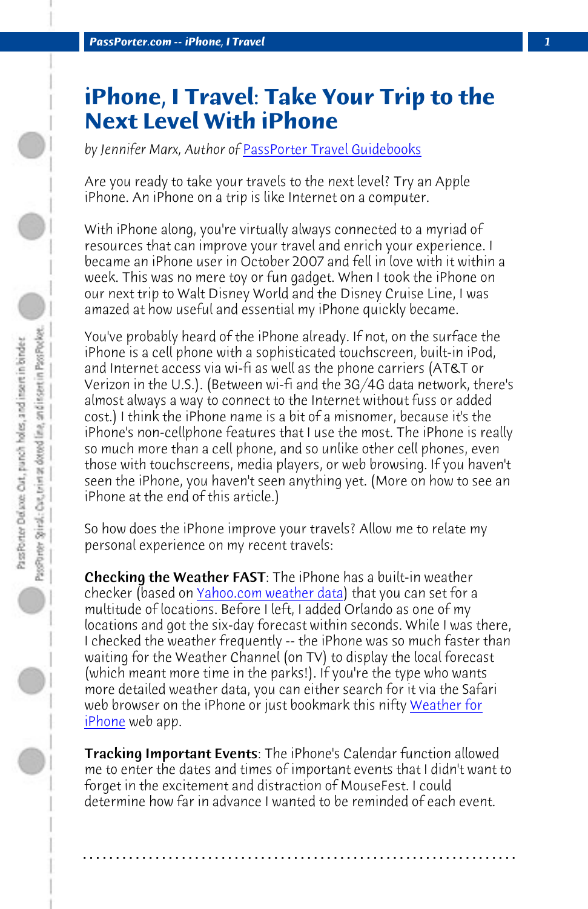# iPhone, I Travel: Take Your Trip to the Next Level With iPhone

*by Jennifer Marx, Author of* PassPorter Travel Guidebooks

Are you ready to take your travels to the next level? Try an Apple iPhone. An iPhone on a trip is like Internet on a computer.

With iPhone along, you're virtually always connected to a myriad of resources that can improve your travel and enrich your experience. I became an iPhone user in October 2007 and fell in love with it within a week. This was no mere toy or fun gadget. When I took the iPhone on our next trip to Walt Disney World and the Disney Cruise Line, I was amazed at how useful and essential my iPhone quickly became.

You've probably heard of the iPhone already. If not, on the surface the iPhone is a cell phone with a sophisticated touchscreen, built-in iPod, and Internet access via wi-fi as well as the phone carriers (AT&T or Verizon in the U.S.). (Between wi-fi and the 3G/4G data network, there's almost always a way to connect to the Internet without fuss or added cost.) I think the iPhone name is a bit of a misnomer, because it's the iPhone's non-cellphone features that I use the most. The iPhone is really so much more than a cell phone, and so unlike other cell phones, even those with touchscreens, media players, or web browsing. If you haven't seen the iPhone, you haven't seen anything yet. (More on how to see an iPhone at the end of this article.)

So how does the iPhone improve your travels? Allow me to relate my personal experience on my recent travels:

**Checking the Weather FAST**: The iPhone has a built-in weather checker (based on Yahoo.com weather data) that you can set for a multitude of locations. Before I left, I added Orlando as one of my locations and got the six-day forecast within seconds. While I was there, I checked the weather frequently -- the iPhone was so much faster than waiting for the Weather Channel (on TV) to display the local forecast (which meant more time in the parks!). If you're the type who wants more detailed weather data, you can either search for it via the Safari web browser on the iPhone or just bookmark this nifty Weather for iPhone web app.

**Tracking Important Events**: The iPhone's Calendar function allowed me to enter the dates and times of important events that I didn't want to forget in the excitement and distraction of MouseFest. I could determine how far in advance I wanted to be reminded of each event.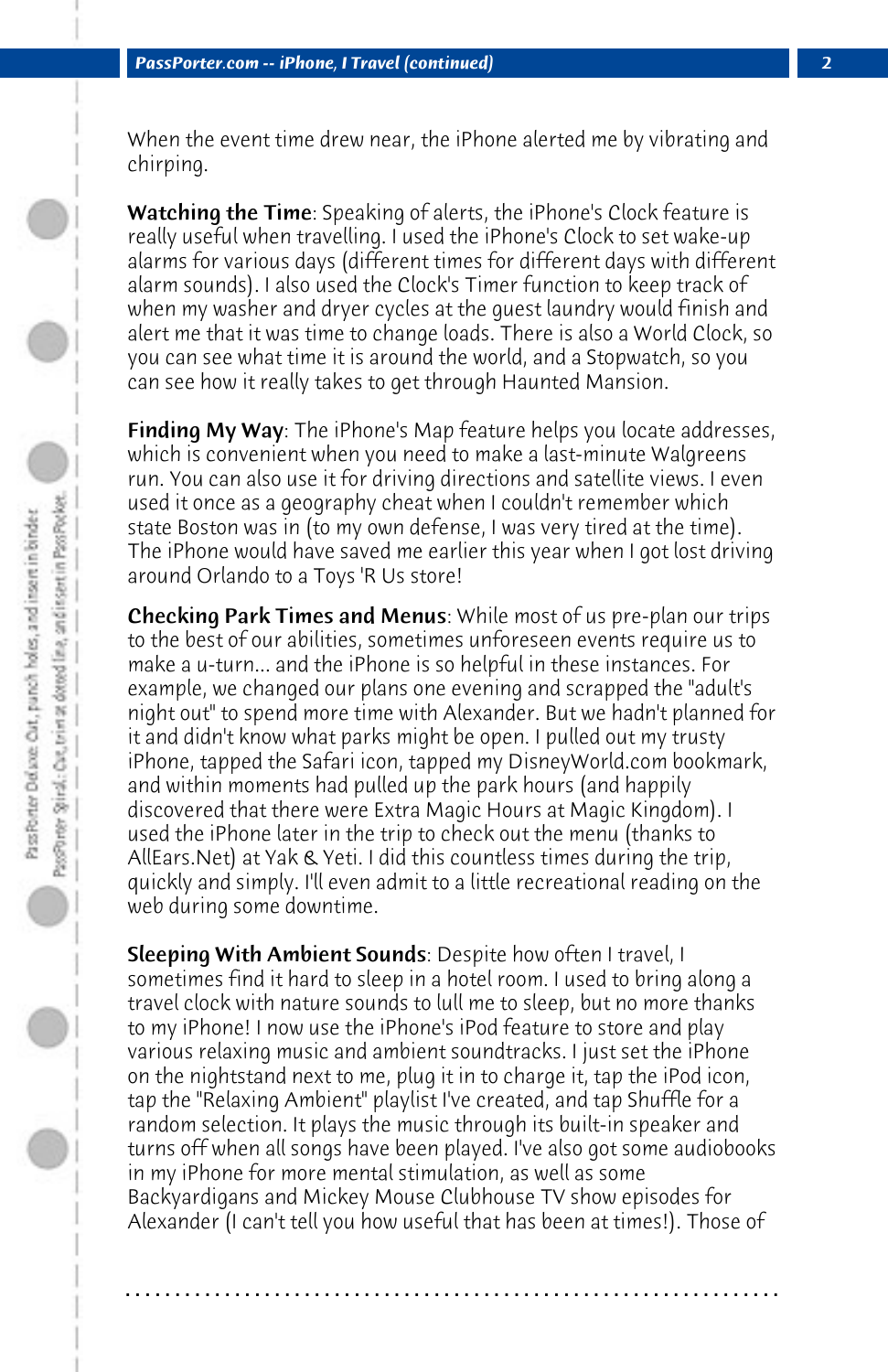When the event time drew near, the iPhone alerted me by vibrating and chirping.

**Watching the Time**: Speaking of alerts, the iPhone's Clock feature is really useful when travelling. I used the iPhone's Clock to set wake-up alarms for various days (different times for different days with different alarm sounds). I also used the Clock's Timer function to keep track of when my washer and dryer cycles at the guest laundry would finish and alert me that it was time to change loads. There is also a World Clock, so you can see what time it is around the world, and a Stopwatch, so you can see how it really takes to get through Haunted Mansion.

**Finding My Way**: The iPhone's Map feature helps you locate addresses, which is convenient when you need to make a last-minute Walgreens run. You can also use it for driving directions and satellite views. I even used it once as a geography cheat when I couldn't remember which state Boston was in (to my own defense, I was very tired at the time). The iPhone would have saved me earlier this year when I got lost driving around Orlando to a Toys 'R Us store!

**Checking Park Times and Menus**: While most of us pre-plan our trips to the best of our abilities, sometimes unforeseen events require us to make a u-turn... and the iPhone is so helpful in these instances. For example, we changed our plans one evening and scrapped the "adult's night out" to spend more time with Alexander. But we hadn't planned for it and didn't know what parks might be open. I pulled out my trusty iPhone, tapped the Safari icon, tapped my DisneyWorld.com bookmark, and within moments had pulled up the park hours (and happily discovered that there were Extra Magic Hours at Magic Kingdom). I used the iPhone later in the trip to check out the menu (thanks to AllEars.Net) at Yak & Yeti. I did this countless times during the trip, quickly and simply. I'll even admit to a little recreational reading on the web during some downtime.

**Sleeping With Ambient Sounds**: Despite how often I travel, I sometimes find it hard to sleep in a hotel room. I used to bring along a travel clock with nature sounds to lull me to sleep, but no more thanks to my iPhone! I now use the iPhone's iPod feature to store and play various relaxing music and ambient soundtracks. I just set the iPhone on the nightstand next to me, plug it in to charge it, tap the iPod icon, tap the "Relaxing Ambient" playlist I've created, and tap Shuffle for a random selection. It plays the music through its built-in speaker and turns off when all songs have been played. I've also got some audiobooks in my iPhone for more mental stimulation, as well as some Backyardigans and Mickey Mouse Clubhouse TV show episodes for Alexander (I can't tell you how useful that has been at times!). Those of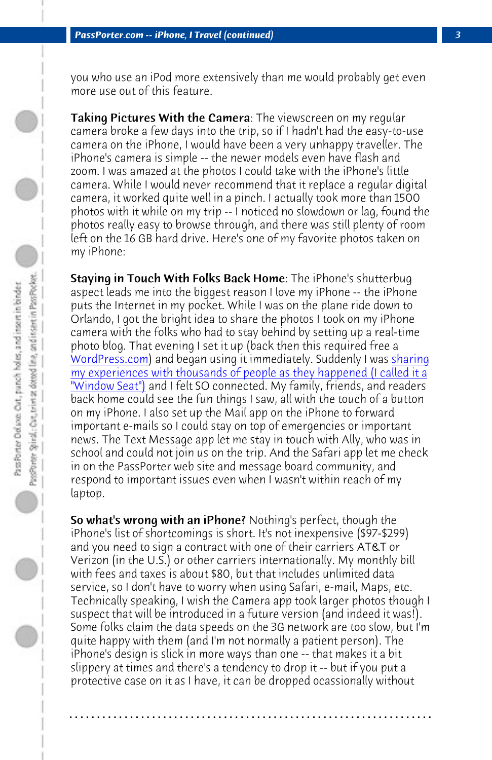you who use an iPod more extensively than me would probably get even more use out of this feature.

**Taking Pictures With the Camera**: The viewscreen on my regular camera broke a few days into the trip, so if I hadn't had the easy-to-use camera on the iPhone, I would have been a very unhappy traveller. The iPhone's camera is simple -- the newer models even have flash and zoom. I was amazed at the photos I could take with the iPhone's little camera. While I would never recommend that it replace a regular digital camera, it worked quite well in a pinch. I actually took more than 1500 photos with it while on my trip -- I noticed no slowdown or lag, found the photos really easy to browse through, and there was still plenty of room left on the 16 GB hard drive. Here's one of my favorite photos taken on my iPhone:

**Staying in Touch With Folks Back Home**: The iPhone's shutterbug aspect leads me into the biggest reason I love my iPhone -- the iPhone puts the Internet in my pocket. While I was on the plane ride down to Orlando, I got the bright idea to share the photos I took on my iPhone camera with the folks who had to stay behind by setting up a real-time photo blog. That evening I set it up (back then this required free a WordPress.com) and began using it immediately. Suddenly I was sharing my experiences with thousands of people as they happened (I called it a "Window Seat") and I felt SO connected. My family, friends, and readers back home could see the fun things I saw, all with the touch of a button on my iPhone. I also set up the Mail app on the iPhone to forward important e-mails so I could stay on top of emergencies or important news. The Text Message app let me stay in touch with Ally, who was in school and could not join us on the trip. And the Safari app let me check in on the PassPorter web site and message board community, and respond to important issues even when I wasn't within reach of my laptop.

**So what's wrong with an iPhone?** Nothing's perfect, though the iPhone's list of shortcomings is short. It's not inexpensive ($97-$299) and you need to sign a contract with one of their carriers AT&T or Verizon (in the U.S.) or other carriers internationally. My monthly bill with fees and taxes is about $80, but that includes unlimited data service, so I don't have to worry when using Safari, e-mail, Maps, etc. Technically speaking, I wish the Camera app took larger photos though I suspect that will be introduced in a future version (and indeed it was!). Some folks claim the data speeds on the 3G network are too slow, but I'm quite happy with them (and I'm not normally a patient person). The iPhone's design is slick in more ways than one -- that makes it a bit slippery at times and there's a tendency to drop it -- but if you put a protective case on it as I have, it can be dropped ocassionally without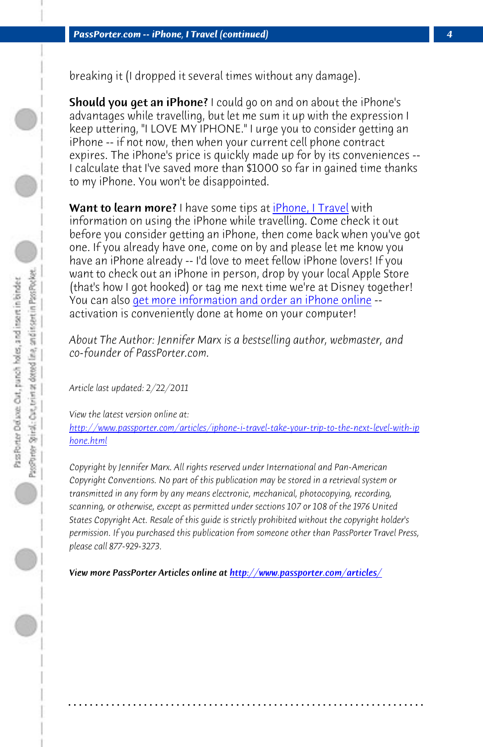breaking it (I dropped it several times without any damage).

**Should you get an iPhone?** I could go on and on about the iPhone's advantages while travelling, but let me sum it up with the expression I keep uttering, "I LOVE MY IPHONE." I urge you to consider getting an iPhone -- if not now, then when your current cell phone contract expires. The iPhone's price is quickly made up for by its conveniences -- I calculate that I've saved more than $1000 so far in gained time thanks to my iPhone. You won't be disappointed.

**Want to learn more?** I have some tips at iPhone, I Travel with information on using the iPhone while travelling. Come check it out before you consider getting an iPhone, then come back when you've got one. If you already have one, come on by and please let me know you have an iPhone already -- I'd love to meet fellow iPhone lovers! If you want to check out an iPhone in person, drop by your local Apple Store (that's how I got hooked) or tag me next time we're at Disney together! You can also get more information and order an iPhone online -- activation is conveniently done at home on your computer!

*About The Author: Jennifer Marx is a bestselling author, webmaster, and co-founder of PassPorter.com.*

*Article last updated: 2/22/2011*

*View the latest version online at:*
*http://www.passporter.com/articles/iphone-i-travel-take-your-trip-to-the-next-level-with-iphone.html*

*Copyright by Jennifer Marx. All rights reserved under International and Pan-American Copyright Conventions. No part of this publication may be stored in a retrieval system or transmitted in any form by any means electronic, mechanical, photocopying, recording, scanning, or otherwise, except as permitted under sections 107 or 108 of the 1976 United States Copyright Act. Resale of this guide is strictly prohibited without the copyright holder's permission. If you purchased this publication from someone other than PassPorter Travel Press, please call 877-929-3273.*

***View more PassPorter Articles online at http://www.passporter.com/articles/***